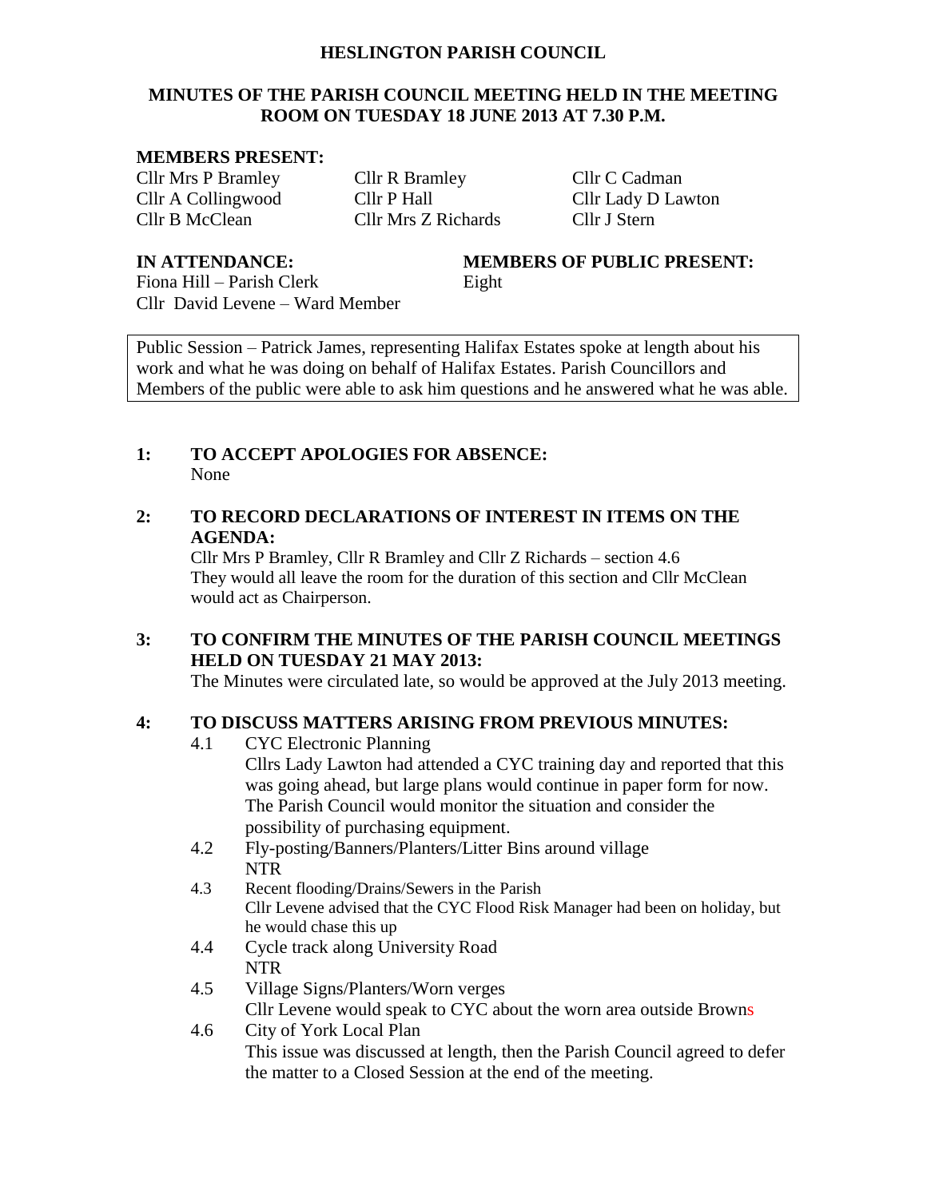# HESLINGTON PARISH COUNCIL

## MINUTES OF THE PARISH COUNCIL MEETING HELD IN THE MEETING ROOM ON TUESDAY 18 JUNE 2013 AT 7.30 P.M.

**MEMBERS PRESENT:**

| | | |
|---|---|---|
| Cllr Mrs P Bramley | Cllr R Bramley | Cllr C Cadman |
| Cllr A Collingwood | Cllr P Hall | Cllr Lady D Lawton |
| Cllr B McClean | Cllr Mrs Z Richards | Cllr J Stern |

**IN ATTENDANCE:**
Fiona Hill – Parish Clerk
Cllr David Levene – Ward Member

**MEMBERS OF PUBLIC PRESENT:**
Eight

Public Session – Patrick James, representing Halifax Estates spoke at length about his work and what he was doing on behalf of Halifax Estates. Parish Councillors and Members of the public were able to ask him questions and he answered what he was able.

**1: TO ACCEPT APOLOGIES FOR ABSENCE:**
None

**2: TO RECORD DECLARATIONS OF INTEREST IN ITEMS ON THE AGENDA:**
Cllr Mrs P Bramley, Cllr R Bramley and Cllr Z Richards – section 4.6
They would all leave the room for the duration of this section and Cllr McClean would act as Chairperson.

**3: TO CONFIRM THE MINUTES OF THE PARISH COUNCIL MEETINGS HELD ON TUESDAY 21 MAY 2013:**
The Minutes were circulated late, so would be approved at the July 2013 meeting.

**4: TO DISCUSS MATTERS ARISING FROM PREVIOUS MINUTES:**

4.1 CYC Electronic Planning
Cllrs Lady Lawton had attended a CYC training day and reported that this was going ahead, but large plans would continue in paper form for now. The Parish Council would monitor the situation and consider the possibility of purchasing equipment.

4.2 Fly-posting/Banners/Planters/Litter Bins around village
NTR

4.3 Recent flooding/Drains/Sewers in the Parish
Cllr Levene advised that the CYC Flood Risk Manager had been on holiday, but he would chase this up

4.4 Cycle track along University Road
NTR

4.5 Village Signs/Planters/Worn verges
Cllr Levene would speak to CYC about the worn area outside Browns

4.6 City of York Local Plan
This issue was discussed at length, then the Parish Council agreed to defer the matter to a Closed Session at the end of the meeting.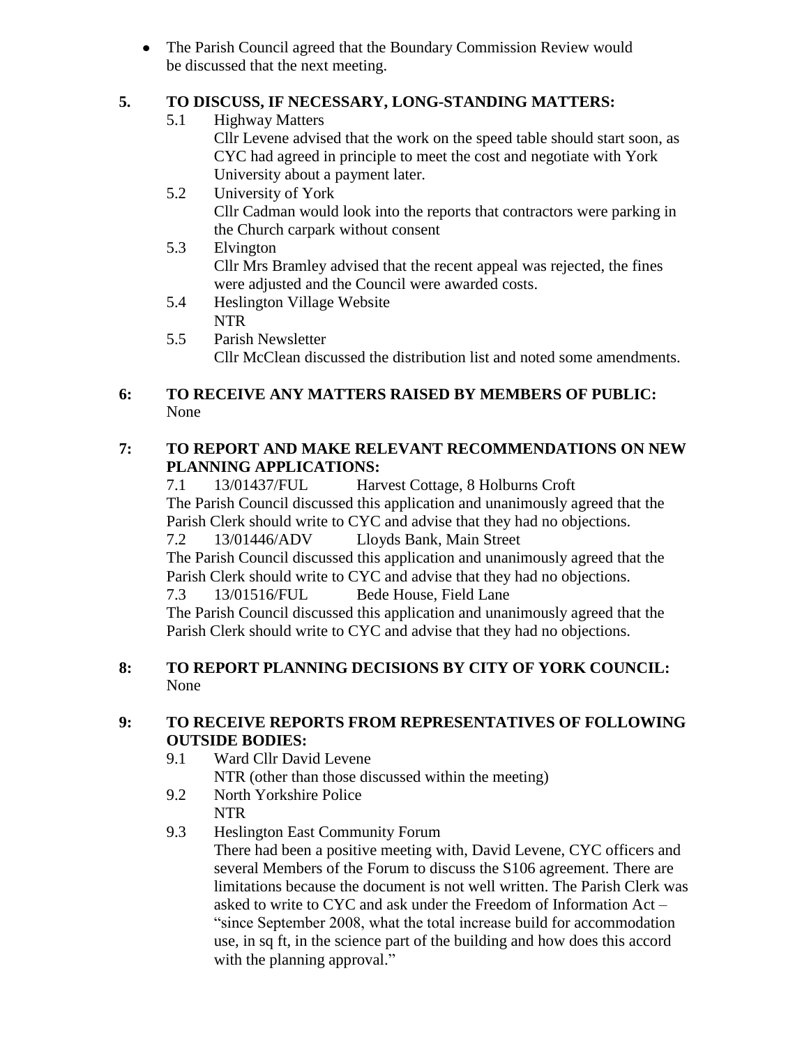- The Parish Council agreed that the Boundary Commission Review would be discussed that the next meeting.

## 5. TO DISCUSS, IF NECESSARY, LONG-STANDING MATTERS:

5.1 Highway Matters
Cllr Levene advised that the work on the speed table should start soon, as CYC had agreed in principle to meet the cost and negotiate with York University about a payment later.

5.2 University of York
Cllr Cadman would look into the reports that contractors were parking in the Church carpark without consent

5.3 Elvington
Cllr Mrs Bramley advised that the recent appeal was rejected, the fines were adjusted and the Council were awarded costs.

5.4 Heslington Village Website
NTR

5.5 Parish Newsletter
Cllr McClean discussed the distribution list and noted some amendments.

## 6: TO RECEIVE ANY MATTERS RAISED BY MEMBERS OF PUBLIC:

None

## 7: TO REPORT AND MAKE RELEVANT RECOMMENDATIONS ON NEW PLANNING APPLICATIONS:

7.1 13/01437/FUL Harvest Cottage, 8 Holburns Croft
The Parish Council discussed this application and unanimously agreed that the Parish Clerk should write to CYC and advise that they had no objections.

7.2 13/01446/ADV Lloyds Bank, Main Street
The Parish Council discussed this application and unanimously agreed that the Parish Clerk should write to CYC and advise that they had no objections.

7.3 13/01516/FUL Bede House, Field Lane
The Parish Council discussed this application and unanimously agreed that the Parish Clerk should write to CYC and advise that they had no objections.

## 8: TO REPORT PLANNING DECISIONS BY CITY OF YORK COUNCIL:

None

## 9: TO RECEIVE REPORTS FROM REPRESENTATIVES OF FOLLOWING OUTSIDE BODIES:

9.1 Ward Cllr David Levene
NTR (other than those discussed within the meeting)

9.2 North Yorkshire Police
NTR

9.3 Heslington East Community Forum
There had been a positive meeting with, David Levene, CYC officers and several Members of the Forum to discuss the S106 agreement. There are limitations because the document is not well written. The Parish Clerk was asked to write to CYC and ask under the Freedom of Information Act – "since September 2008, what the total increase build for accommodation use, in sq ft, in the science part of the building and how does this accord with the planning approval."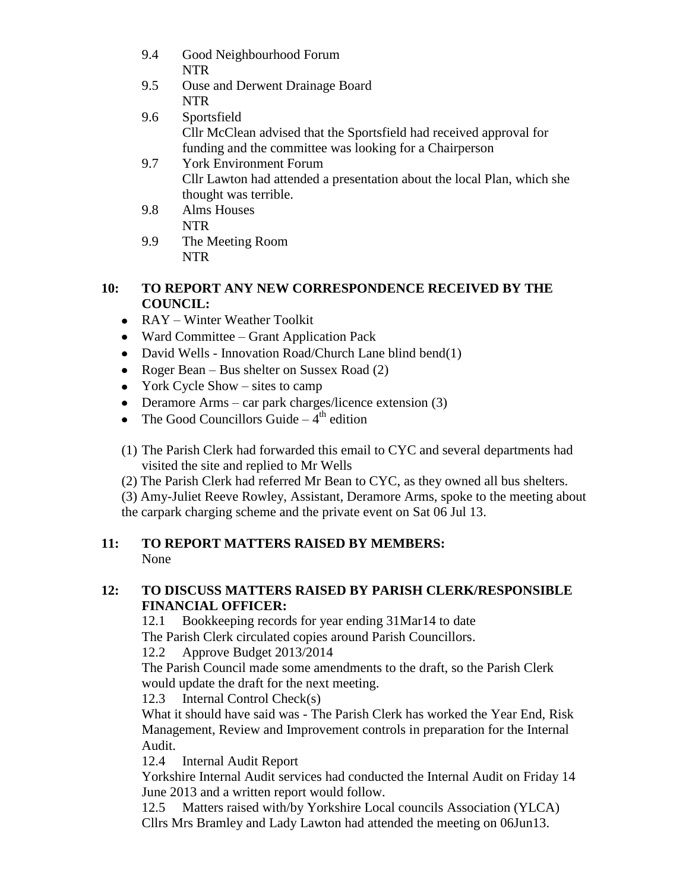9.4 Good Neighbourhood Forum
NTR

9.5 Ouse and Derwent Drainage Board
NTR

9.6 Sportsfield
Cllr McClean advised that the Sportsfield had received approval for funding and the committee was looking for a Chairperson

9.7 York Environment Forum
Cllr Lawton had attended a presentation about the local Plan, which she thought was terrible.

9.8 Alms Houses
NTR

9.9 The Meeting Room
NTR

**10: TO REPORT ANY NEW CORRESPONDENCE RECEIVED BY THE COUNCIL:**

- RAY – Winter Weather Toolkit
- Ward Committee – Grant Application Pack
- David Wells - Innovation Road/Church Lane blind bend(1)
- Roger Bean – Bus shelter on Sussex Road (2)
- York Cycle Show – sites to camp
- Deramore Arms – car park charges/licence extension (3)
- The Good Councillors Guide – 4th edition

(1) The Parish Clerk had forwarded this email to CYC and several departments had visited the site and replied to Mr Wells

(2) The Parish Clerk had referred Mr Bean to CYC, as they owned all bus shelters.

(3) Amy-Juliet Reeve Rowley, Assistant, Deramore Arms, spoke to the meeting about the carpark charging scheme and the private event on Sat 06 Jul 13.

**11: TO REPORT MATTERS RAISED BY MEMBERS:**
None

**12: TO DISCUSS MATTERS RAISED BY PARISH CLERK/RESPONSIBLE FINANCIAL OFFICER:**

12.1 Bookkeeping records for year ending 31Mar14 to date
The Parish Clerk circulated copies around Parish Councillors.

12.2 Approve Budget 2013/2014
The Parish Council made some amendments to the draft, so the Parish Clerk would update the draft for the next meeting.

12.3 Internal Control Check(s)
What it should have said was - The Parish Clerk has worked the Year End, Risk Management, Review and Improvement controls in preparation for the Internal Audit.

12.4 Internal Audit Report
Yorkshire Internal Audit services had conducted the Internal Audit on Friday 14 June 2013 and a written report would follow.

12.5 Matters raised with/by Yorkshire Local councils Association (YLCA)
Cllrs Mrs Bramley and Lady Lawton had attended the meeting on 06Jun13.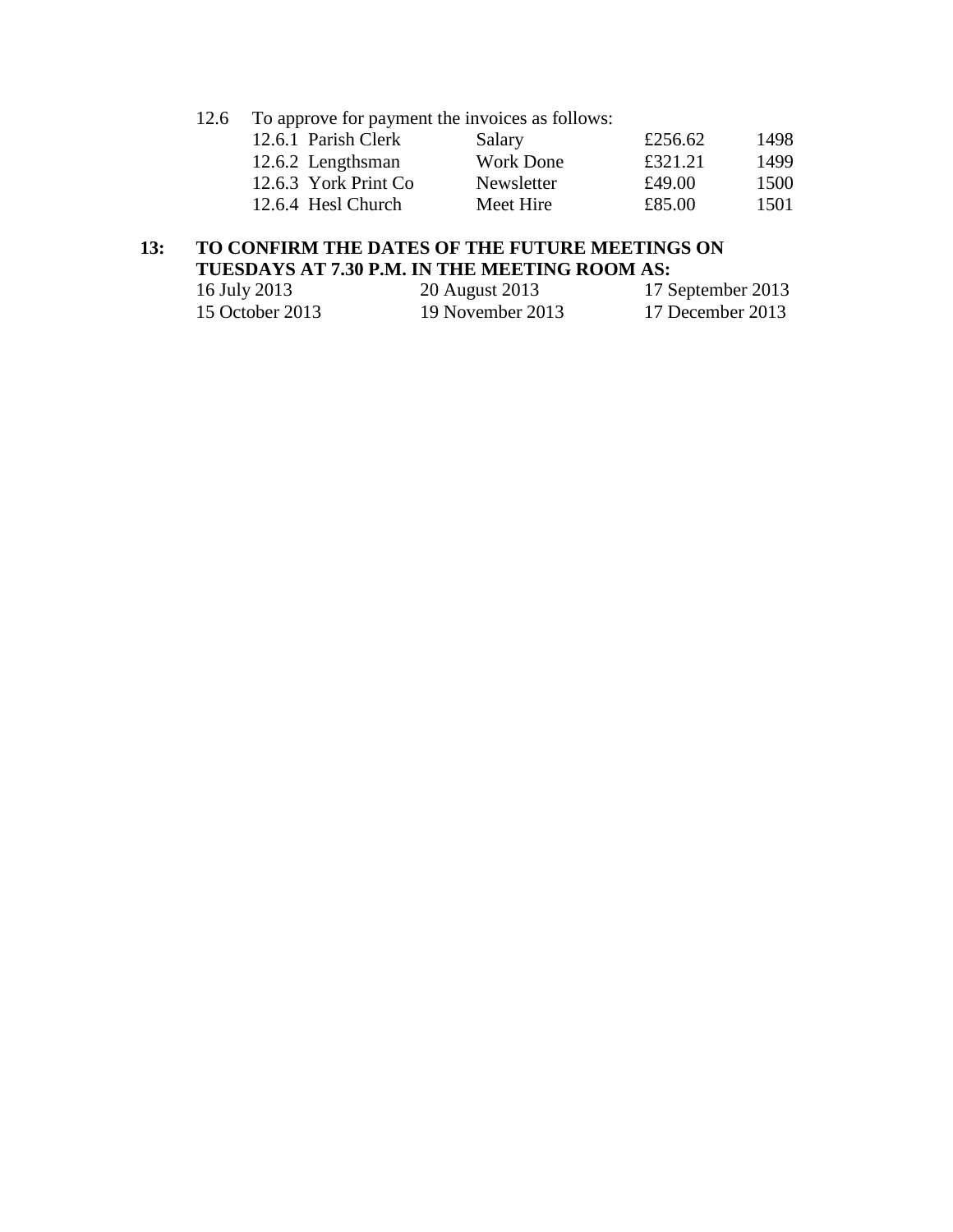12.6 To approve for payment the invoices as follows:

| | | | |
|---|---|---|---|
| 12.6.1 Parish Clerk | Salary | £256.62 | 1498 |
| 12.6.2 Lengthsman | Work Done | £321.21 | 1499 |
| 12.6.3 York Print Co | Newsletter | £49.00 | 1500 |
| 12.6.4 Hesl Church | Meet Hire | £85.00 | 1501 |

**13: TO CONFIRM THE DATES OF THE FUTURE MEETINGS ON TUESDAYS AT 7.30 P.M. IN THE MEETING ROOM AS:**

| | | |
|---|---|---|
| 16 July 2013 | 20 August 2013 | 17 September 2013 |
| 15 October 2013 | 19 November 2013 | 17 December 2013 |